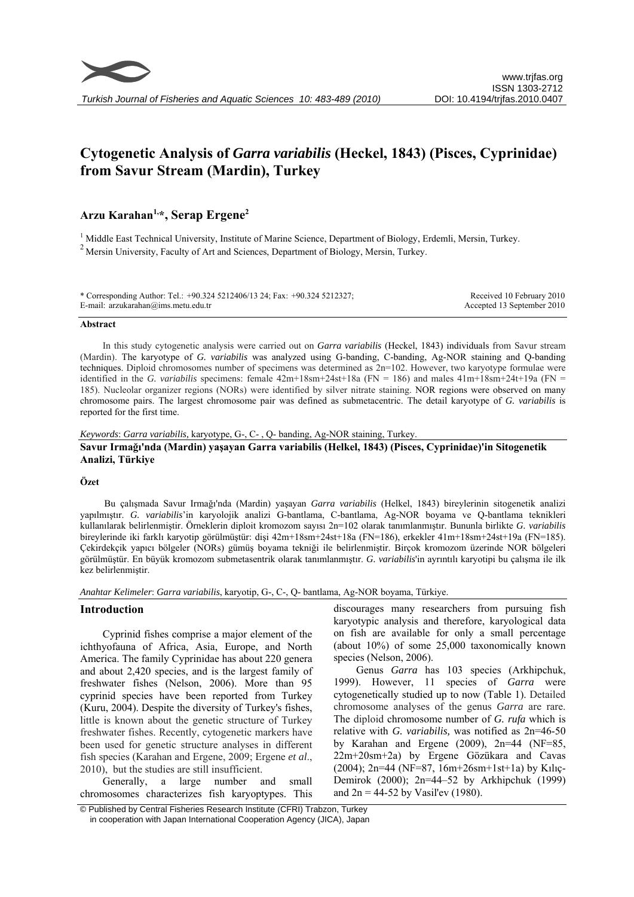# Cytogenetic Analysis of *Garra variabilis* (Heckel, 1843) (Pisces, Cyprinidae) from Savur Stream (Mardin), Turkey

**Arzu Karahan[1,*], Serap Ergene[2]**

[1] Middle East Technical University, Institute of Marine Science, Department of Biology, Erdemli, Mersin, Turkey.
[2] Mersin University, Faculty of Art and Sciences, Department of Biology, Mersin, Turkey.

\* Corresponding Author: Tel.: +90.324 5212406/13 24; Fax: +90.324 5212327;
E-mail: arzukarahan@ims.metu.edu.tr

Received 10 February 2010
Accepted 13 September 2010

## Abstract

In this study cytogenetic analysis were carried out on *Garra variabilis* (Heckel, 1843) individuals from Savur stream (Mardin). The karyotype of *G. variabilis* was analyzed using G-banding, C-banding, Ag-NOR staining and Q-banding techniques. Diploid chromosomes number of specimens was determined as 2n=102. However, two karyotype formulae were identified in the *G. variabilis* specimens: female 42m+18sm+24st+18a (FN = 186) and males 41m+18sm+24t+19a (FN = 185). Nucleolar organizer regions (NORs) were identified by silver nitrate staining. NOR regions were observed on many chromosome pairs. The largest chromosome pair was defined as submetacentric. The detail karyotype of *G. variabilis* is reported for the first time.

*Keywords*: *Garra variabilis,* karyotype, G-, C- , Q- banding, Ag-NOR staining, Turkey.

**Savur Irmağı'nda (Mardin) yaşayan Garra variabilis (Helkel, 1843) (Pisces, Cyprinidae)'in Sitogenetik Analizi, Türkiye**

### Özet

Bu çalışmada Savur Irmağı'nda (Mardin) yaşayan *Garra variabilis* (Helkel, 1843) bireylerinin sitogenetik analizi yapılmıştır. *G. variabilis*'in karyolojik analizi G-bantlama, C-bantlama, Ag-NOR boyama ve Q-bantlama teknikleri kullanılarak belirlenmiştir. Örneklerin diploit kromozom sayısı 2n=102 olarak tanımlanmıştır. Bununla birlikte *G. variabilis* bireylerinde iki farklı karyotip görülmüştür: dişi 42m+18sm+24st+18a (FN=186), erkekler 41m+18sm+24st+19a (FN=185). Çekirdekçik yapıcı bölgeler (NORs) gümüş boyama tekniği ile belirlenmiştir. Birçok kromozom üzerinde NOR bölgeleri görülmüştür. En büyük kromozom submetasentrik olarak tanımlanmıştır. *G. variabilis*'in ayrıntılı karyotipi bu çalışma ile ilk kez belirlenmiştir.

*Anahtar Kelimeler*: *Garra variabilis*, karyotip, G-, C-, Q- bantlama, Ag-NOR boyama, Türkiye.

## Introduction

Cyprinid fishes comprise a major element of the ichthyofauna of Africa, Asia, Europe, and North America. The family Cyprinidae has about 220 genera and about 2,420 species, and is the largest family of freshwater fishes (Nelson, 2006). More than 95 cyprinid species have been reported from Turkey (Kuru, 2004). Despite the diversity of Turkey's fishes, little is known about the genetic structure of Turkey freshwater fishes. Recently, cytogenetic markers have been used for genetic structure analyses in different fish species (Karahan and Ergene, 2009; Ergene *et al*., 2010), but the studies are still insufficient.

Generally, a large number and small chromosomes characterizes fish karyoptypes. This discourages many researchers from pursuing fish karyotypic analysis and therefore, karyological data on fish are available for only a small percentage (about 10%) of some 25,000 taxonomically known species (Nelson, 2006).

Genus *Garra* has 103 species (Arkhipchuk, 1999). However, 11 species of *Garra* were cytogenetically studied up to now (Table 1). Detailed chromosome analyses of the genus *Garra* are rare. The diploid chromosome number of *G. rufa* which is relative with *G. variabilis,* was notified as 2n=46-50 by Karahan and Ergene (2009), 2n=44 (NF=85, 22m+20sm+2a) by Ergene Gözükara and Cavas (2004); 2n=44 (NF=87, 16m+26sm+1st+1a) by Kılıç-Demirok (2000); 2n=44–52 by Arkhipchuk (1999) and 2n = 44-52 by Vasil'ev (1980).

© Published by Central Fisheries Research Institute (CFRI) Trabzon, Turkey
in cooperation with Japan International Cooperation Agency (JICA), Japan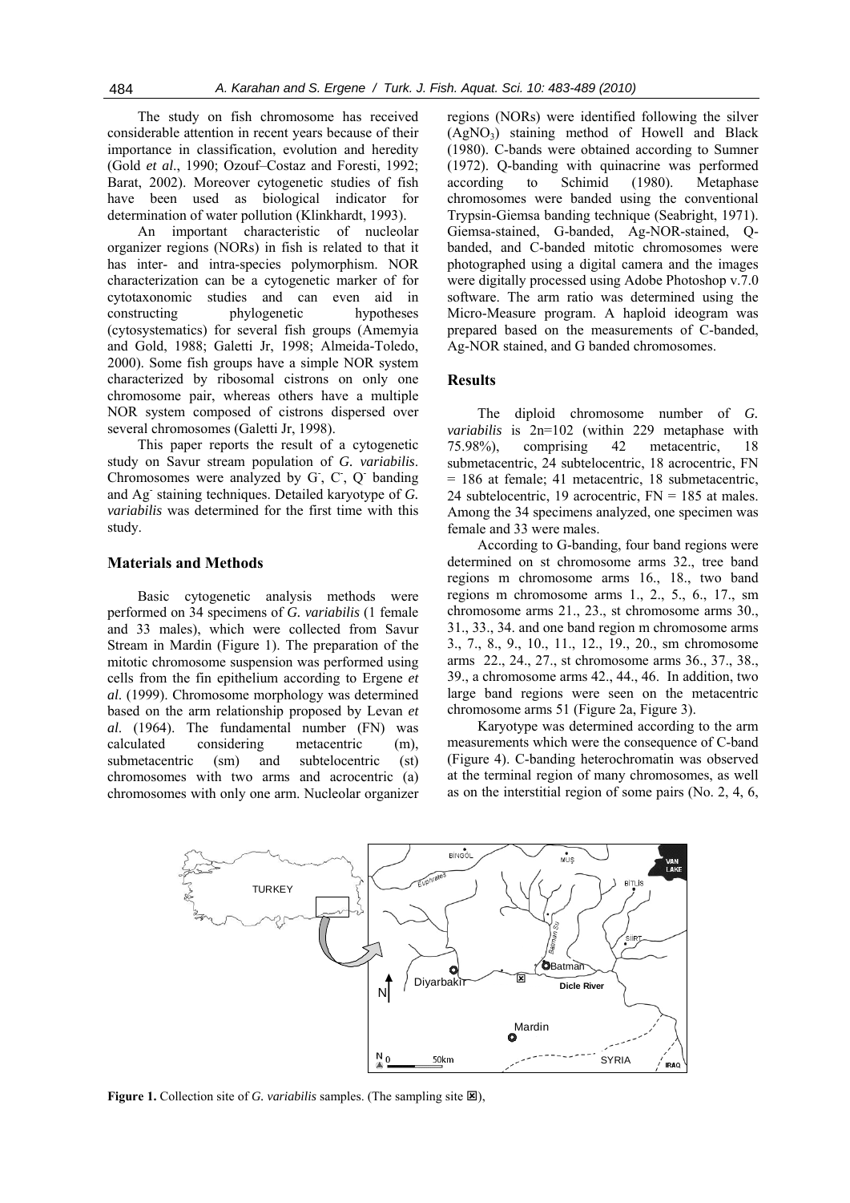The study on fish chromosome has received considerable attention in recent years because of their importance in classification, evolution and heredity (Gold *et al*., 1990; Ozouf–Costaz and Foresti, 1992; Barat, 2002). Moreover cytogenetic studies of fish have been used as biological indicator for determination of water pollution (Klinkhardt, 1993).

An important characteristic of nucleolar organizer regions (NORs) in fish is related to that it has inter- and intra-species polymorphism. NOR characterization can be a cytogenetic marker of for cytotaxonomic studies and can even aid in constructing phylogenetic hypotheses (cytosystematics) for several fish groups (Amemyia and Gold, 1988; Galetti Jr, 1998; Almeida-Toledo, 2000). Some fish groups have a simple NOR system characterized by ribosomal cistrons on only one chromosome pair, whereas others have a multiple NOR system composed of cistrons dispersed over several chromosomes (Galetti Jr, 1998).

This paper reports the result of a cytogenetic study on Savur stream population of *G. variabilis*. Chromosomes were analyzed by G-, C-, Q- banding and Ag- staining techniques. Detailed karyotype of *G. variabilis* was determined for the first time with this study.

## Materials and Methods

Basic cytogenetic analysis methods were performed on 34 specimens of *G. variabilis* (1 female and 33 males), which were collected from Savur Stream in Mardin (Figure 1). The preparation of the mitotic chromosome suspension was performed using cells from the fin epithelium according to Ergene *et al*. (1999). Chromosome morphology was determined based on the arm relationship proposed by Levan *et al*. (1964). The fundamental number (FN) was calculated considering metacentric (m), submetacentric (sm) and subtelocentric (st) chromosomes with two arms and acrocentric (a) chromosomes with only one arm. Nucleolar organizer regions (NORs) were identified following the silver ($AgNO_3$) staining method of Howell and Black (1980). C-bands were obtained according to Sumner (1972). Q-banding with quinacrine was performed according to Schimid (1980). Metaphase chromosomes were banded using the conventional Trypsin-Giemsa banding technique (Seabright, 1971). Giemsa-stained, G-banded, Ag-NOR-stained, Q-banded, and C-banded mitotic chromosomes were photographed using a digital camera and the images were digitally processed using Adobe Photoshop v.7.0 software. The arm ratio was determined using the Micro-Measure program. A haploid ideogram was prepared based on the measurements of C-banded, Ag-NOR stained, and G banded chromosomes.

## Results

The diploid chromosome number of *G. variabilis* is 2n=102 (within 229 metaphase with 75.98%), comprising 42 metacentric, 18 submetacentric, 24 subtelocentric, 18 acrocentric, FN = 186 at female; 41 metacentric, 18 submetacentric, 24 subtelocentric, 19 acrocentric, FN = 185 at males. Among the 34 specimens analyzed, one specimen was female and 33 were males.

According to G-banding, four band regions were determined on st chromosome arms 32., tree band regions m chromosome arms 16., 18., two band regions m chromosome arms 1., 2., 5., 6., 17., sm chromosome arms 21., 23., st chromosome arms 30., 31., 33., 34. and one band region m chromosome arms 3., 7., 8., 9., 10., 11., 12., 19., 20., sm chromosome arms 22., 24., 27., st chromosome arms 36., 37., 38., 39., a chromosome arms 42., 44., 46. In addition, two large band regions were seen on the metacentric chromosome arms 51 (Figure 2a, Figure 3).

Karyotype was determined according to the arm measurements which were the consequence of C-band (Figure 4). C-banding heterochromatin was observed at the terminal region of many chromosomes, as well as on the interstitial region of some pairs (No. 2, 4, 6,

**Figure 1.** Collection site of *G. variabilis* samples. (The sampling site ⊠),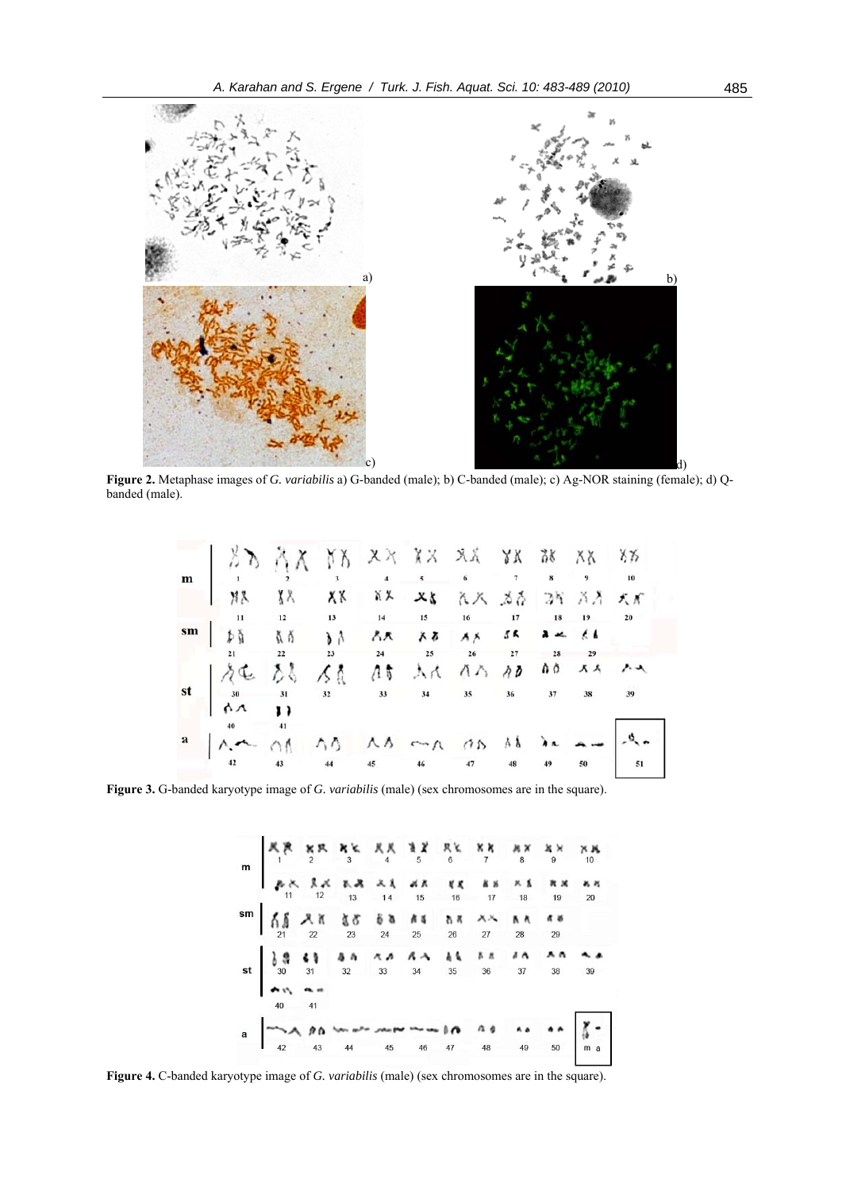**Figure 2.** Metaphase images of *G. variabilis* a) G-banded (male); b) C-banded (male); c) Ag-NOR staining (female); d) Q-banded (male).

**Figure 3.** G-banded karyotype image of *G. variabilis* (male) (sex chromosomes are in the square).

**Figure 4.** C-banded karyotype image of *G. variabilis* (male) (sex chromosomes are in the square).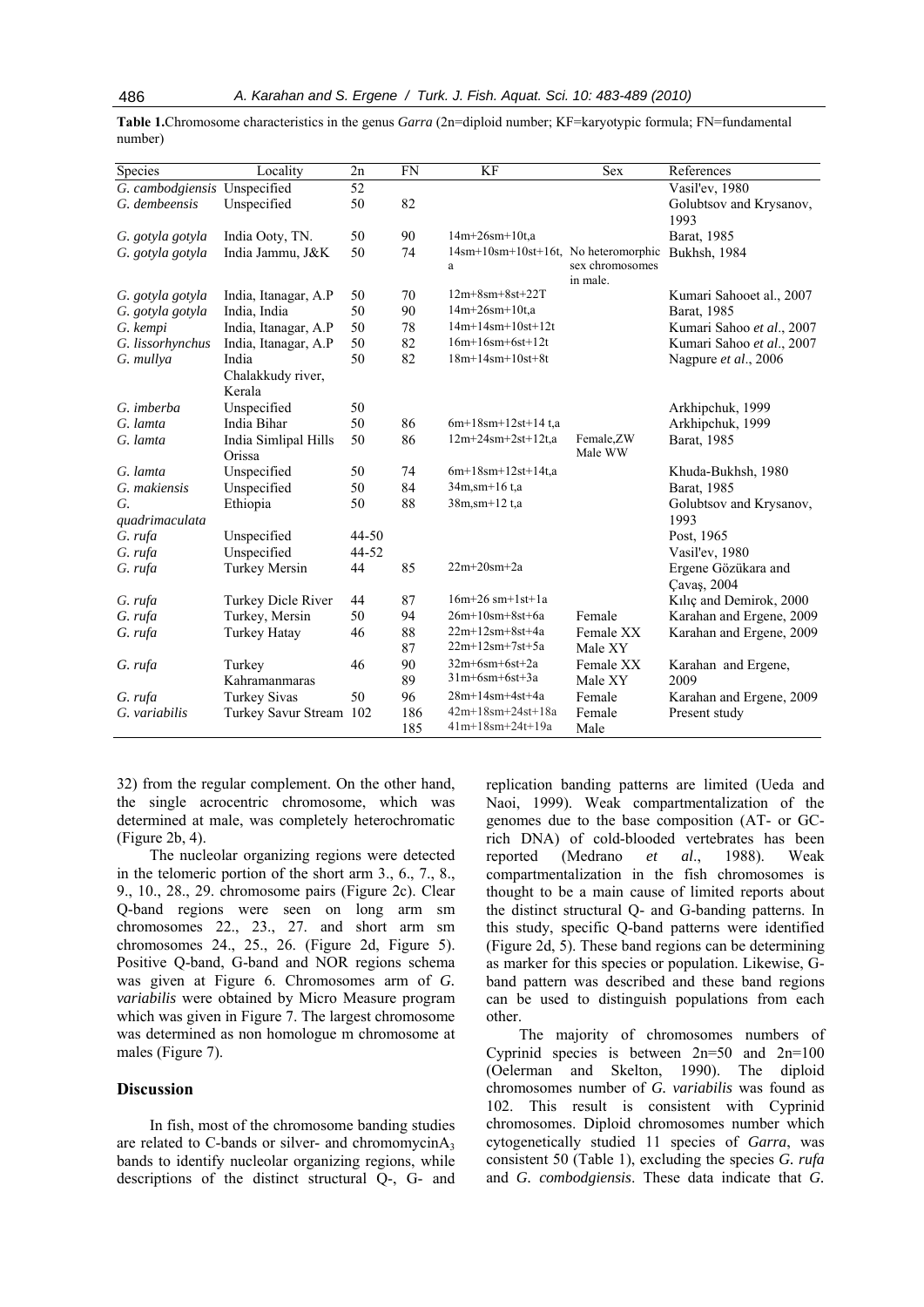**Table 1.** Chromosome characteristics in the genus *Garra* (2n=diploid number; KF=karyotypic formula; FN=fundamental number)

| Species | Locality | 2n | FN | KF | Sex | References |
|---|---|---|---|---|---|---|
| *G. cambodgiensis* | Unspecified | 52 | | | | Vasil'ev, 1980 |
| *G. dembeensis* | Unspecified | 50 | 82 | | | Golubtsov and Krysanov, 1993 |
| *G. gotyla gotyla* | India Ooty, TN. | 50 | 90 | 14m+26sm+10t,a | | Barat, 1985 |
| *G. gotyla gotyla* | India Jammu, J&K | 50 | 74 | 14sm+10sm+10st+16t, a | No heteromorphic sex chromosomes in male. | Bukhsh, 1984 |
| *G. gotyla gotyla* | India, Itanagar, A.P | 50 | 70 | 12m+8sm+8st+22T | | Kumari Sahooet al., 2007 |
| *G. gotyla gotyla* | India, India | 50 | 90 | 14m+26sm+10t,a | | Barat, 1985 |
| *G. kempi* | India, Itanagar, A.P | 50 | 78 | 14m+14sm+10st+12t | | Kumari Sahoo *et al*., 2007 |
| *G. lissorhynchus* | India, Itanagar, A.P | 50 | 82 | 16m+16sm+6st+12t | | Kumari Sahoo *et al*., 2007 |
| *G. mullya* | India Chalakkudy river, Kerala | 50 | 82 | 18m+14sm+10st+8t | | Nagpure *et al*., 2006 |
| *G. imberba* | Unspecified | 50 | | | | Arkhipchuk, 1999 |
| *G. lamta* | India Bihar | 50 | 86 | 6m+18sm+12st+14 t,a | | Arkhipchuk, 1999 |
| *G. lamta* | India Simlipal Hills Orissa | 50 | 86 | 12m+24sm+2st+12t,a | Female,ZW Male WW | Barat, 1985 |
| *G. lamta* | Unspecified | 50 | 74 | 6m+18sm+12st+14t,a | | Khuda-Bukhsh, 1980 |
| *G. makiensis* | Unspecified | 50 | 84 | 34m,sm+16 t,a | | Barat, 1985 |
| *G. quadrimaculata* | Ethiopia | 50 | 88 | 38m,sm+12 t,a | | Golubtsov and Krysanov, 1993 |
| *G. rufa* | Unspecified | 44-50 | | | | Post, 1965 |
| *G. rufa* | Unspecified | 44-52 | | | | Vasil'ev, 1980 |
| *G. rufa* | Turkey Mersin | 44 | 85 | 22m+20sm+2a | | Ergene Gözükara and Çavaş, 2004 |
| *G. rufa* | Turkey Dicle River | 44 | 87 | 16m+26 sm+1st+1a | | Kılıç and Demirok, 2000 |
| *G. rufa* | Turkey, Mersin | 50 | 94 | 26m+10sm+8st+6a | Female | Karahan and Ergene, 2009 |
| *G. rufa* | Turkey Hatay | 46 | 88<br>87 | 22m+12sm+8st+4a<br>22m+12sm+7st+5a | Female XX<br>Male XY | Karahan and Ergene, 2009 |
| *G. rufa* | Turkey Kahramanmaras | 46 | 90<br>89 | 32m+6sm+6st+2a<br>31m+6sm+6st+3a | Female XX<br>Male XY | Karahan and Ergene, 2009 |
| *G. rufa* | Turkey Sivas | 50 | 96 | 28m+14sm+4st+4a | Female | Karahan and Ergene, 2009 |
| *G. variabilis* | Turkey Savur Stream | 102 | 186<br>185 | 42m+18sm+24st+18a<br>41m+18sm+24t+19a | Female<br>Male | Present study |

32) from the regular complement. On the other hand, the single acrocentric chromosome, which was determined at male, was completely heterochromatic (Figure 2b, 4).

The nucleolar organizing regions were detected in the telomeric portion of the short arm 3., 6., 7., 8., 9., 10., 28., 29. chromosome pairs (Figure 2c). Clear Q-band regions were seen on long arm sm chromosomes 22., 23., 27. and short arm sm chromosomes 24., 25., 26. (Figure 2d, Figure 5). Positive Q-band, G-band and NOR regions schema was given at Figure 6. Chromosomes arm of *G. variabilis* were obtained by Micro Measure program which was given in Figure 7. The largest chromosome was determined as non homologue m chromosome at males (Figure 7).

## Discussion

In fish, most of the chromosome banding studies are related to C-bands or silver- and chromomycin$A_3$ bands to identify nucleolar organizing regions, while descriptions of the distinct structural Q-, G- and replication banding patterns are limited (Ueda and Naoi, 1999). Weak compartmentalization of the genomes due to the base composition (AT- or GC-rich DNA) of cold-blooded vertebrates has been reported (Medrano *et al*., 1988). Weak compartmentalization in the fish chromosomes is thought to be a main cause of limited reports about the distinct structural Q- and G-banding patterns. In this study, specific Q-band patterns were identified (Figure 2d, 5). These band regions can be determining as marker for this species or population. Likewise, G-band pattern was described and these band regions can be used to distinguish populations from each other.

The majority of chromosomes numbers of Cyprinid species is between 2n=50 and 2n=100 (Oelerman and Skelton, 1990). The diploid chromosomes number of *G. variabilis* was found as 102. This result is consistent with Cyprinid chromosomes. Diploid chromosomes number which cytogenetically studied 11 species of *Garra*, was consistent 50 (Table 1), excluding the species *G. rufa* and *G. combodgiensis*. These data indicate that *G.*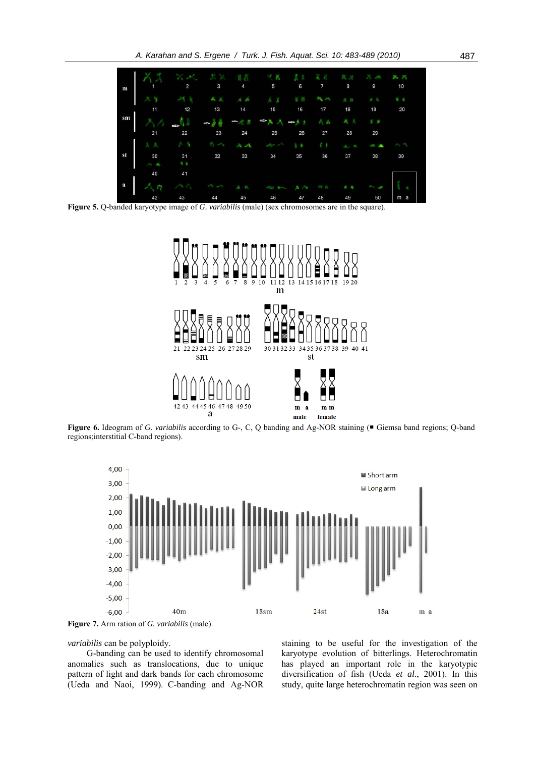Figure 5. Q-banded karyotype image of *G. variabilis* (male) (sex chromosomes are in the square).

Figure 6. Ideogram of *G. variabilis* according to G-, C, Q banding and Ag-NOR staining (■ Giemsa band regions; Q-band regions;interstitial C-band regions).

Figure 7. Arm ration of *G. variabilis* (male).

*variabilis* can be polyploidy.

G-banding can be used to identify chromosomal anomalies such as translocations, due to unique pattern of light and dark bands for each chromosome (Ueda and Naoi, 1999). C-banding and Ag-NOR staining to be useful for the investigation of the karyotype evolution of bitterlings. Heterochromatin has played an important role in the karyotypic diversification of fish (Ueda *et al*., 2001). In this study, quite large heterochromatin region was seen on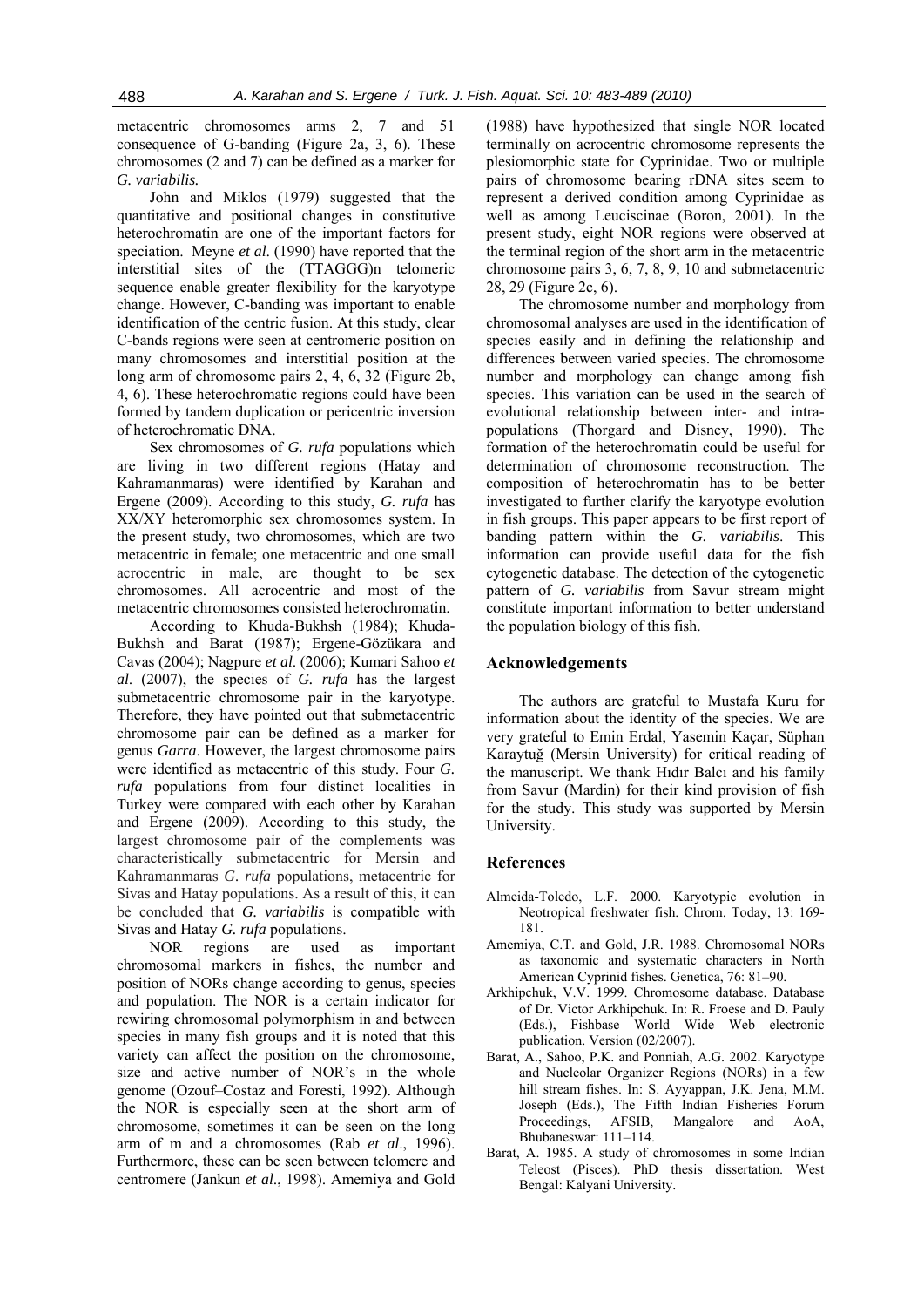metacentric chromosomes arms 2, 7 and 51 consequence of G-banding (Figure 2a, 3, 6). These chromosomes (2 and 7) can be defined as a marker for *G. variabilis.*

John and Miklos (1979) suggested that the quantitative and positional changes in constitutive heterochromatin are one of the important factors for speciation. Meyne *et al.* (1990) have reported that the interstitial sites of the (TTAGGG)n telomeric sequence enable greater flexibility for the karyotype change. However, C-banding was important to enable identification of the centric fusion. At this study, clear C-bands regions were seen at centromeric position on many chromosomes and interstitial position at the long arm of chromosome pairs 2, 4, 6, 32 (Figure 2b, 4, 6). These heterochromatic regions could have been formed by tandem duplication or pericentric inversion of heterochromatic DNA.

Sex chromosomes of *G. rufa* populations which are living in two different regions (Hatay and Kahramanmaras) were identified by Karahan and Ergene (2009). According to this study, *G. rufa* has XX/XY heteromorphic sex chromosomes system. In the present study, two chromosomes, which are two metacentric in female; one metacentric and one small acrocentric in male, are thought to be sex chromosomes. All acrocentric and most of the metacentric chromosomes consisted heterochromatin.

According to Khuda-Bukhsh (1984); Khuda-Bukhsh and Barat (1987); Ergene-Gözükara and Cavas (2004); Nagpure *et al.* (2006); Kumari Sahoo *et al.* (2007), the species of *G. rufa* has the largest submetacentric chromosome pair in the karyotype. Therefore, they have pointed out that submetacentric chromosome pair can be defined as a marker for genus *Garra*. However, the largest chromosome pairs were identified as metacentric of this study. Four *G. rufa* populations from four distinct localities in Turkey were compared with each other by Karahan and Ergene (2009). According to this study, the largest chromosome pair of the complements was characteristically submetacentric for Mersin and Kahramanmaras *G. rufa* populations, metacentric for Sivas and Hatay populations. As a result of this, it can be concluded that *G. variabilis* is compatible with Sivas and Hatay *G. rufa* populations.

NOR regions are used as important chromosomal markers in fishes, the number and position of NORs change according to genus, species and population. The NOR is a certain indicator for rewiring chromosomal polymorphism in and between species in many fish groups and it is noted that this variety can affect the position on the chromosome, size and active number of NOR's in the whole genome (Ozouf–Costaz and Foresti, 1992). Although the NOR is especially seen at the short arm of chromosome, sometimes it can be seen on the long arm of m and a chromosomes (Rab *et al*., 1996). Furthermore, these can be seen between telomere and centromere (Jankun *et al*., 1998). Amemiya and Gold (1988) have hypothesized that single NOR located terminally on acrocentric chromosome represents the plesiomorphic state for Cyprinidae. Two or multiple pairs of chromosome bearing rDNA sites seem to represent a derived condition among Cyprinidae as well as among Leuciscinae (Boron, 2001). In the present study, eight NOR regions were observed at the terminal region of the short arm in the metacentric chromosome pairs 3, 6, 7, 8, 9, 10 and submetacentric 28, 29 (Figure 2c, 6).

The chromosome number and morphology from chromosomal analyses are used in the identification of species easily and in defining the relationship and differences between varied species. The chromosome number and morphology can change among fish species. This variation can be used in the search of evolutional relationship between inter- and intra-populations (Thorgard and Disney, 1990). The formation of the heterochromatin could be useful for determination of chromosome reconstruction. The composition of heterochromatin has to be better investigated to further clarify the karyotype evolution in fish groups. This paper appears to be first report of banding pattern within the *G. variabilis*. This information can provide useful data for the fish cytogenetic database. The detection of the cytogenetic pattern of *G. variabilis* from Savur stream might constitute important information to better understand the population biology of this fish.

## Acknowledgements

The authors are grateful to Mustafa Kuru for information about the identity of the species. We are very grateful to Emin Erdal, Yasemin Kaçar, Süphan Karaytuğ (Mersin University) for critical reading of the manuscript. We thank Hıdır Balcı and his family from Savur (Mardin) for their kind provision of fish for the study. This study was supported by Mersin University.

## References

Almeida-Toledo, L.F. 2000. Karyotypic evolution in Neotropical freshwater fish. Chrom. Today, 13: 169-181.

Amemiya, C.T. and Gold, J.R. 1988. Chromosomal NORs as taxonomic and systematic characters in North American Cyprinid fishes. Genetica, 76: 81–90.

Arkhipchuk, V.V. 1999. Chromosome database. Database of Dr. Victor Arkhipchuk. In: R. Froese and D. Pauly (Eds.), Fishbase World Wide Web electronic publication. Version (02/2007).

Barat, A., Sahoo, P.K. and Ponniah, A.G. 2002. Karyotype and Nucleolar Organizer Regions (NORs) in a few hill stream fishes. In: S. Ayyappan, J.K. Jena, M.M. Joseph (Eds.), The Fifth Indian Fisheries Forum Proceedings, AFSIB, Mangalore and AoA, Bhubaneswar: 111–114.

Barat, A. 1985. A study of chromosomes in some Indian Teleost (Pisces). PhD thesis dissertation. West Bengal: Kalyani University.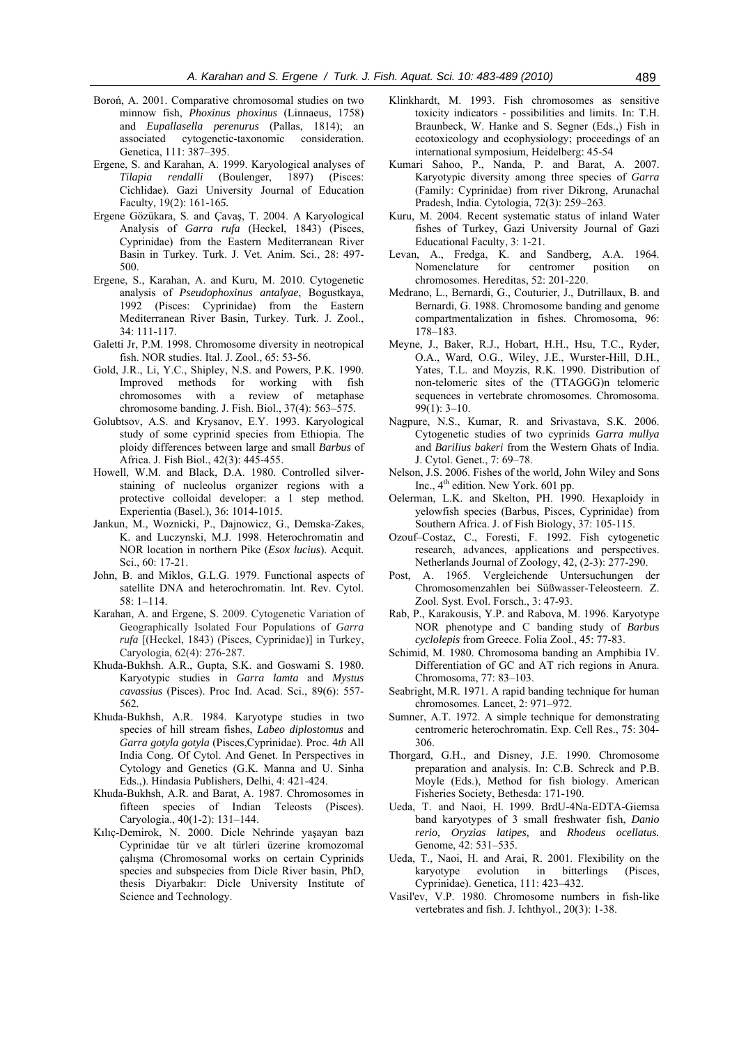Boroń, A. 2001. Comparative chromosomal studies on two minnow fish, *Phoxinus phoxinus* (Linnaeus, 1758) and *Eupallasella perenurus* (Pallas, 1814); an associated cytogenetic-taxonomic consideration. Genetica, 111: 387–395.

Ergene, S. and Karahan, A. 1999. Karyological analyses of *Tilapia rendalli* (Boulenger, 1897) (Pisces: Cichlidae). Gazi University Journal of Education Faculty, 19(2): 161-165.

Ergene Gözükara, S. and Çavaş, T. 2004. A Karyological Analysis of *Garra rufa* (Heckel, 1843) (Pisces, Cyprinidae) from the Eastern Mediterranean River Basin in Turkey. Turk. J. Vet. Anim. Sci., 28: 497-500.

Ergene, S., Karahan, A. and Kuru, M. 2010. Cytogenetic analysis of *Pseudophoxinus antalyae*, Bogustkaya, 1992 (Pisces: Cyprinidae) from the Eastern Mediterranean River Basin, Turkey. Turk. J. Zool., 34: 111-117.

Galetti Jr, P.M. 1998. Chromosome diversity in neotropical fish. NOR studies. Ital. J. Zool., 65: 53-56.

Gold, J.R., Li, Y.C., Shipley, N.S. and Powers, P.K. 1990. Improved methods for working with fish chromosomes with a review of metaphase chromosome banding. J. Fish. Biol., 37(4): 563–575.

Golubtsov, A.S. and Krysanov, E.Y. 1993. Karyological study of some cyprinid species from Ethiopia. The ploidy differences between large and small *Barbus* of Africa. J. Fish Biol., 42(3): 445-455.

Howell, W.M. and Black, D.A. 1980. Controlled silver-staining of nucleolus organizer regions with a protective colloidal developer: a 1 step method. Experientia (Basel.), 36: 1014-1015.

Jankun, M., Woznicki, P., Dajnowicz, G., Demska-Zakes, K. and Luczynski, M.J. 1998. Heterochromatin and NOR location in northern Pike (*Esox lucius*). Acquit. Sci., 60: 17-21.

John, B. and Miklos, G.L.G. 1979. Functional aspects of satellite DNA and heterochromatin. Int. Rev. Cytol. 58: 1–114.

Karahan, A. and Ergene, S. 2009. Cytogenetic Variation of Geographically Isolated Four Populations of *Garra rufa* [(Heckel, 1843) (Pisces, Cyprinidae)] in Turkey, Caryologia, 62(4): 276-287.

Khuda-Bukhsh. A.R., Gupta, S.K. and Goswami S. 1980. Karyotypic studies in *Garra lamta* and *Mystus cavassius* (Pisces). Proc Ind. Acad. Sci., 89(6): 557-562.

Khuda-Bukhsh, A.R. 1984. Karyotype studies in two species of hill stream fishes, *Labeo diplostomus* and *Garra gotyla gotyla* (Pisces,Cyprinidae). Proc. 4*th* All India Cong. Of Cytol. And Genet. In Perspectives in Cytology and Genetics (G.K. Manna and U. Sinha Eds.,). Hindasia Publishers, Delhi, 4: 421-424.

Khuda-Bukhsh, A.R. and Barat, A. 1987. Chromosomes in fifteen species of Indian Teleosts (Pisces). Caryologia., 40(1-2): 131–144.

Kılıç-Demirok, N. 2000. Dicle Nehrinde yaşayan bazı Cyprinidae tür ve alt türleri üzerine kromozomal çalışma (Chromosomal works on certain Cyprinids species and subspecies from Dicle River basin, PhD, thesis Diyarbakır: Dicle University Institute of Science and Technology.

Klinkhardt, M. 1993. Fish chromosomes as sensitive toxicity indicators - possibilities and limits. In: T.H. Braunbeck, W. Hanke and S. Segner (Eds.,) Fish in ecotoxicology and ecophysiology; proceedings of an international symposium, Heidelberg: 45-54

Kumari Sahoo, P., Nanda, P. and Barat, A. 2007. Karyotypic diversity among three species of *Garra* (Family: Cyprinidae) from river Dikrong, Arunachal Pradesh, India. Cytologia, 72(3): 259–263.

Kuru, M. 2004. Recent systematic status of inland Water fishes of Turkey, Gazi University Journal of Gazi Educational Faculty, 3: 1-21.

Levan, A., Fredga, K. and Sandberg, A.A. 1964. Nomenclature for centromer position on chromosomes. Hereditas, 52: 201-220.

Medrano, L., Bernardi, G., Couturier, J., Dutrillaux, B. and Bernardi, G. 1988. Chromosome banding and genome compartmentalization in fishes. Chromosoma, 96: 178–183.

Meyne, J., Baker, R.J., Hobart, H.H., Hsu, T.C., Ryder, O.A., Ward, O.G., Wiley, J.E., Wurster-Hill, D.H., Yates, T.L. and Moyzis, R.K. 1990. Distribution of non-telomeric sites of the (TTAGGG)n telomeric sequences in vertebrate chromosomes. Chromosoma. 99(1): 3–10.

Nagpure, N.S., Kumar, R. and Srivastava, S.K. 2006. Cytogenetic studies of two cyprinids *Garra mullya* and *Barilius bakeri* from the Western Ghats of India. J. Cytol. Genet., 7: 69–78.

Nelson, J.S. 2006. Fishes of the world, John Wiley and Sons Inc., 4th edition. New York. 601 pp.

Oelerman, L.K. and Skelton, PH. 1990. Hexaploidy in yelowfish species (Barbus, Pisces, Cyprinidae) from Southern Africa. J. of Fish Biology, 37: 105-115.

Ozouf–Costaz, C., Foresti, F. 1992. Fish cytogenetic research, advances, applications and perspectives. Netherlands Journal of Zoology, 42, (2-3): 277-290.

Post, A. 1965. Vergleichende Untersuchungen der Chromosomenzahlen bei Süßwasser-Teleosteern. Z. Zool. Syst. Evol. Forsch., 3: 47-93.

Rab, P., Karakousis, Y.P. and Rabova, M. 1996. Karyotype NOR phenotype and C banding study of *Barbus cyclolepis* from Greece. Folia Zool., 45: 77-83.

Schimid, M. 1980. Chromosoma banding an Amphibia IV. Differentiation of GC and AT rich regions in Anura. Chromosoma, 77: 83–103.

Seabright, M.R. 1971. A rapid banding technique for human chromosomes. Lancet, 2: 971–972.

Sumner, A.T. 1972. A simple technique for demonstrating centromeric heterochromatin. Exp. Cell Res., 75: 304-306.

Thorgard, G.H., and Disney, J.E. 1990. Chromosome preparation and analysis. In: C.B. Schreck and P.B. Moyle (Eds.), Method for fish biology. American Fisheries Society, Bethesda: 171-190.

Ueda, T. and Naoi, H. 1999. BrdU-4Na-EDTA-Giemsa band karyotypes of 3 small freshwater fish, *Danio rerio, Oryzias latipes,* and *Rhodeus ocellatus.* Genome, 42: 531–535.

Ueda, T., Naoi, H. and Arai, R. 2001. Flexibility on the karyotype evolution in bitterlings (Pisces, Cyprinidae). Genetica, 111: 423–432.

Vasil'ev, V.P. 1980. Chromosome numbers in fish-like vertebrates and fish. J. Ichthyol., 20(3): 1-38.